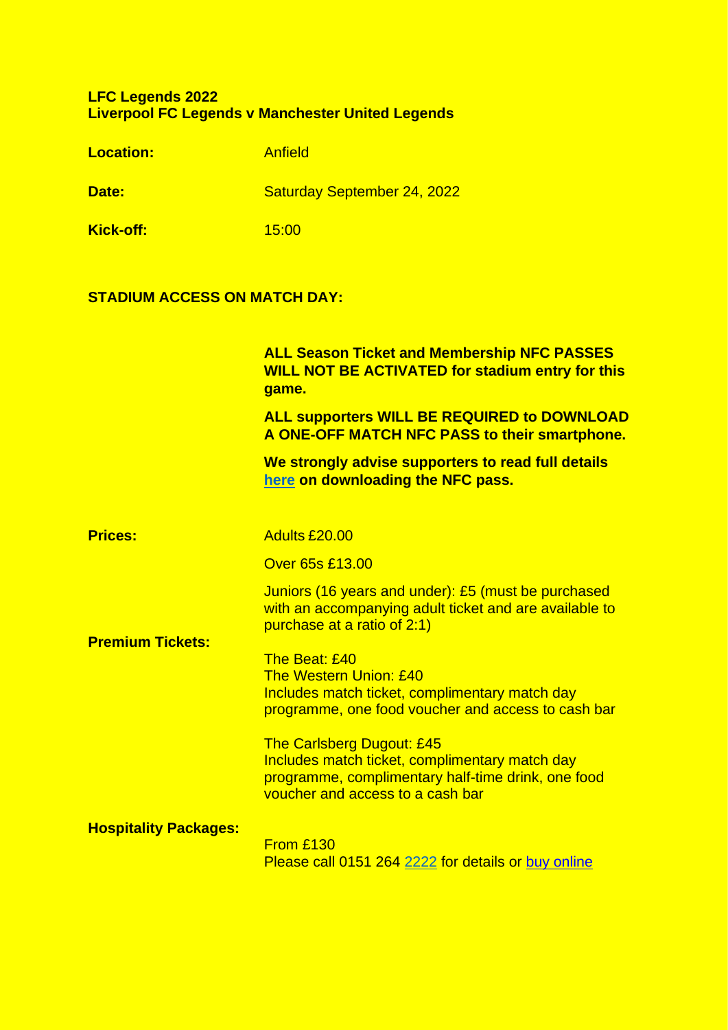**LFC Legends 2022**
**Liverpool FC Legends v Manchester United Legends**

**Location:** Anfield

**Date:** Saturday September 24, 2022

**Kick-off:** 15:00

**STADIUM ACCESS ON MATCH DAY:**

**ALL Season Ticket and Membership NFC PASSES WILL NOT BE ACTIVATED for stadium entry for this game.**

**ALL supporters WILL BE REQUIRED to DOWNLOAD A ONE-OFF MATCH NFC PASS to their smartphone.**

**We strongly advise supporters to read full details here on downloading the NFC pass.**

**Prices:**

Adults £20.00

Over 65s £13.00

Juniors (16 years and under): £5 (must be purchased with an accompanying adult ticket and are available to purchase at a ratio of 2:1)

**Premium Tickets:**

The Beat: £40
The Western Union: £40
Includes match ticket, complimentary match day programme, one food voucher and access to cash bar

The Carlsberg Dugout: £45
Includes match ticket, complimentary match day programme, complimentary half-time drink, one food voucher and access to a cash bar

**Hospitality Packages:**

From £130
Please call 0151 264 2222 for details or buy online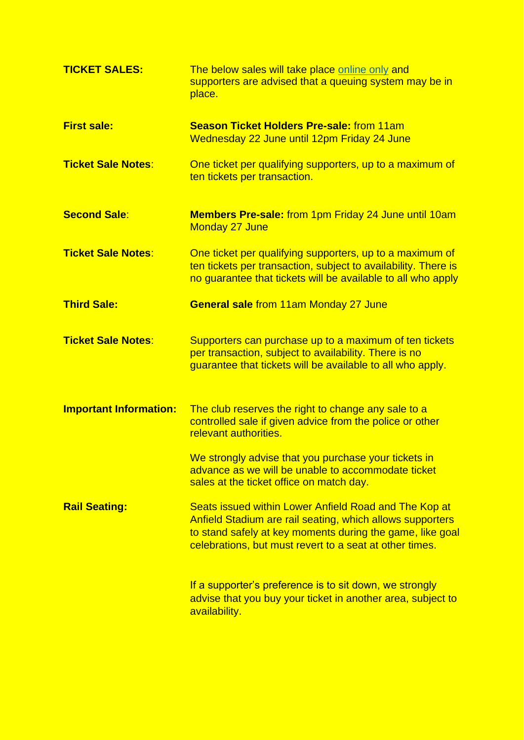**TICKET SALES:** The below sales will take place online only and supporters are advised that a queuing system may be in place.

**First sale:** **Season Ticket Holders Pre-sale:** from 11am Wednesday 22 June until 12pm Friday 24 June

**Ticket Sale Notes**: One ticket per qualifying supporters, up to a maximum of ten tickets per transaction.

**Second Sale**: **Members Pre-sale:** from 1pm Friday 24 June until 10am Monday 27 June

**Ticket Sale Notes**: One ticket per qualifying supporters, up to a maximum of ten tickets per transaction, subject to availability. There is no guarantee that tickets will be available to all who apply

**Third Sale:** **General sale** from 11am Monday 27 June

**Ticket Sale Notes**: Supporters can purchase up to a maximum of ten tickets per transaction, subject to availability. There is no guarantee that tickets will be available to all who apply.

**Important Information:** The club reserves the right to change any sale to a controlled sale if given advice from the police or other relevant authorities.

We strongly advise that you purchase your tickets in advance as we will be unable to accommodate ticket sales at the ticket office on match day.

**Rail Seating:** Seats issued within Lower Anfield Road and The Kop at Anfield Stadium are rail seating, which allows supporters to stand safely at key moments during the game, like goal celebrations, but must revert to a seat at other times.

If a supporter's preference is to sit down, we strongly advise that you buy your ticket in another area, subject to availability.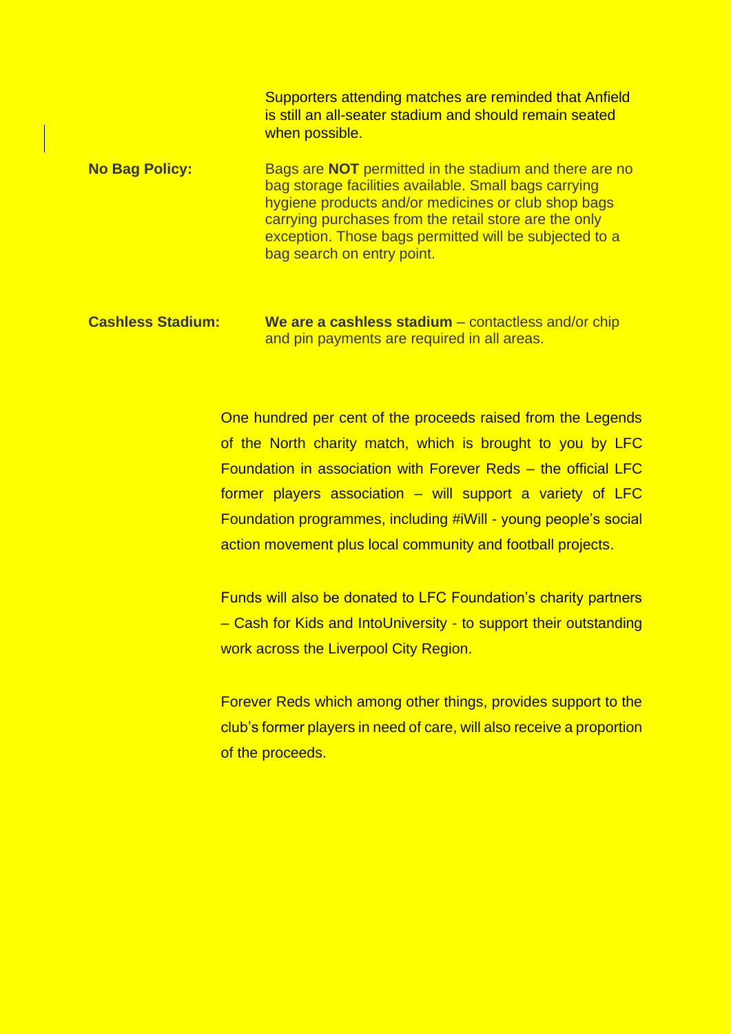Supporters attending matches are reminded that Anfield is still an all-seater stadium and should remain seated when possible.

**No Bag Policy:** Bags are **NOT** permitted in the stadium and there are no bag storage facilities available. Small bags carrying hygiene products and/or medicines or club shop bags carrying purchases from the retail store are the only exception. Those bags permitted will be subjected to a bag search on entry point.

**Cashless Stadium:** **We are a cashless stadium** – contactless and/or chip and pin payments are required in all areas.

One hundred per cent of the proceeds raised from the Legends of the North charity match, which is brought to you by LFC Foundation in association with Forever Reds – the official LFC former players association – will support a variety of LFC Foundation programmes, including #iWill - young people's social action movement plus local community and football projects.

Funds will also be donated to LFC Foundation's charity partners – Cash for Kids and IntoUniversity - to support their outstanding work across the Liverpool City Region.

Forever Reds which among other things, provides support to the club's former players in need of care, will also receive a proportion of the proceeds.